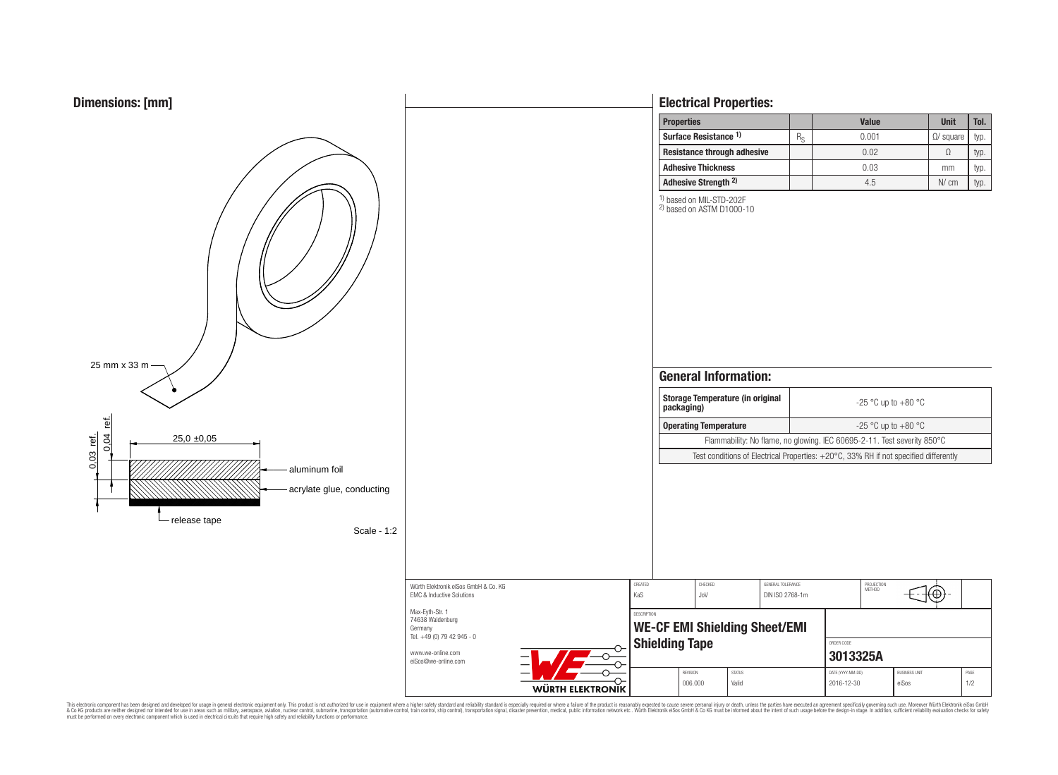## Dimensions: [mm]

25 mm x 33 m

25,0 ±0,05

0,03 ref.

0,04 ref.

aluminum foil

acrylate glue, conducting

release tape

Scale - 1:2

## Electrical Properties:

| Properties | | Value | Unit | Tol. |
|---|---|---|---|---|
| Surface Resistance 1) | $R_S$ | 0.001 | Ω/ square | typ. |
| Resistance through adhesive | | 0.02 | Ω | typ. |
| Adhesive Thickness | | 0.03 | mm | typ. |
| Adhesive Strength 2) | | 4.5 | N/ cm | typ. |

1) based on MIL-STD-202F
2) based on ASTM D1000-10

## General Information:

| | |
|---|---|
| Storage Temperature (in original packaging) | -25 °C up to +80 °C |
| Operating Temperature | -25 °C up to +80 °C |
| Flammability: No flame, no glowing. IEC 60695-2-11. Test severity 850°C | |
| Test conditions of Electrical Properties: +20°C, 33% RH if not specified differently | |

Würth Elektronik eiSos GmbH & Co. KG
EMC & Inductive Solutions

Max-Eyth-Str. 1
74638 Waldenburg
Germany
Tel. +49 (0) 79 42 945 - 0

www.we-online.com
eiSos@we-online.com

WÜRTH ELEKTRONIK

| CREATED | CHECKED | GENERAL TOLERANCE | PROJECTION METHOD |
|---|---|---|---|
| KaS | JoV | DIN ISO 2768-1m | |

DESCRIPTION
**WE-CF EMI Shielding Sheet/EMI Shielding Tape**

ORDER CODE
**3013325A**

| REVISION | STATUS | DATE (YYYY-MM-DD) | BUSINESS UNIT | PAGE |
|---|---|---|---|---|
| 006.000 | Valid | 2016-12-30 | eiSos | 1/2 |

This electronic component has been designed and developed for usage in general electronic equipment only. This product is not authorized for use in equipment where a higher safety standard and reliability standard is especially required or where a failure of the product is reasonably expected to cause severe personal injury or death, unless the parties have executed an agreement specifically governing such use. Moreover Würth Elektronik eiSos GmbH & Co KG products are neither designed nor intended for use in areas such as military, aerospace, aviation, nuclear control, submarine, transportation (automotive control, train control, ship control), transportation signal, disaster prevention, medical, public information network etc.. Würth Elektronik eiSos GmbH & Co KG must be informed about the intent of such usage before the design-in stage. In addition, sufficient reliability evaluation checks for safety must be performed on every electronic component which is used in electrical circuits that require high safety and reliability functions or performance.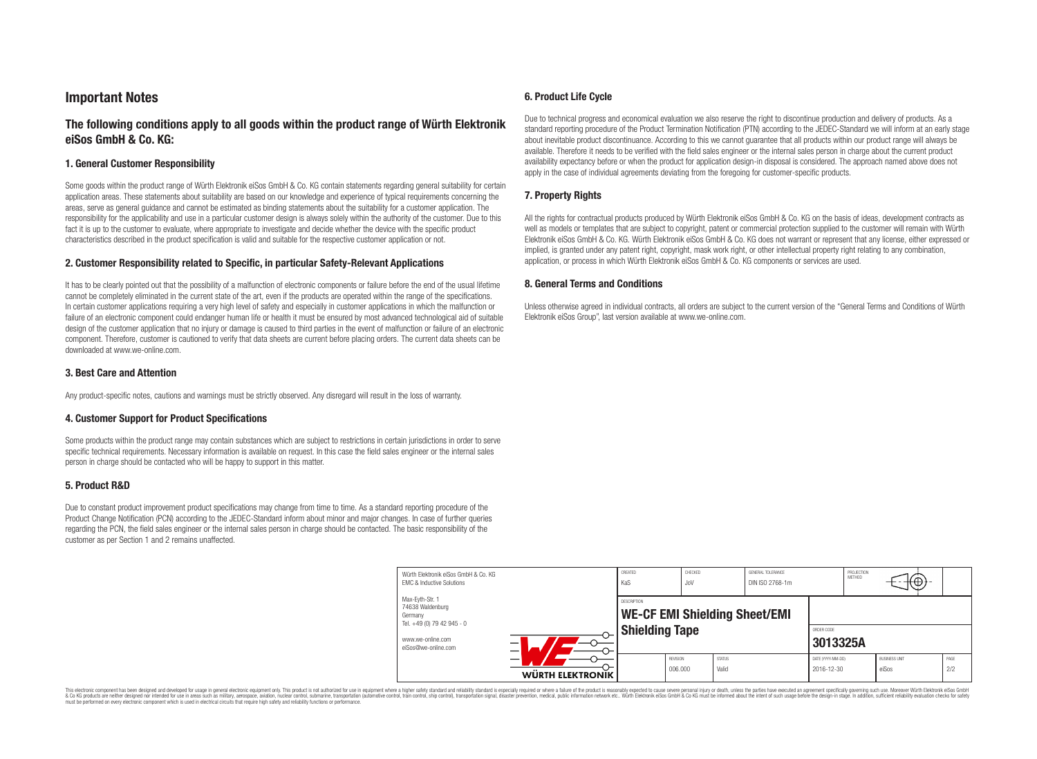# Important Notes

## The following conditions apply to all goods within the product range of Würth Elektronik eiSos GmbH & Co. KG:

### 1. General Customer Responsibility

Some goods within the product range of Würth Elektronik eiSos GmbH & Co. KG contain statements regarding general suitability for certain application areas. These statements about suitability are based on our knowledge and experience of typical requirements concerning the areas, serve as general guidance and cannot be estimated as binding statements about the suitability for a customer application. The responsibility for the applicability and use in a particular customer design is always solely within the authority of the customer. Due to this fact it is up to the customer to evaluate, where appropriate to investigate and decide whether the device with the specific product characteristics described in the product specification is valid and suitable for the respective customer application or not.

### 2. Customer Responsibility related to Specific, in particular Safety-Relevant Applications

It has to be clearly pointed out that the possibility of a malfunction of electronic components or failure before the end of the usual lifetime cannot be completely eliminated in the current state of the art, even if the products are operated within the range of the specifications. In certain customer applications requiring a very high level of safety and especially in customer applications in which the malfunction or failure of an electronic component could endanger human life or health it must be ensured by most advanced technological aid of suitable design of the customer application that no injury or damage is caused to third parties in the event of malfunction or failure of an electronic component. Therefore, customer is cautioned to verify that data sheets are current before placing orders. The current data sheets can be downloaded at www.we-online.com.

### 3. Best Care and Attention

Any product-specific notes, cautions and warnings must be strictly observed. Any disregard will result in the loss of warranty.

### 4. Customer Support for Product Specifications

Some products within the product range may contain substances which are subject to restrictions in certain jurisdictions in order to serve specific technical requirements. Necessary information is available on request. In this case the field sales engineer or the internal sales person in charge should be contacted who will be happy to support in this matter.

### 5. Product R&D

Due to constant product improvement product specifications may change from time to time. As a standard reporting procedure of the Product Change Notification (PCN) according to the JEDEC-Standard inform about minor and major changes. In case of further queries regarding the PCN, the field sales engineer or the internal sales person in charge should be contacted. The basic responsibility of the customer as per Section 1 and 2 remains unaffected.

### 6. Product Life Cycle

Due to technical progress and economical evaluation we also reserve the right to discontinue production and delivery of products. As a standard reporting procedure of the Product Termination Notification (PTN) according to the JEDEC-Standard we will inform at an early stage about inevitable product discontinuance. According to this we cannot guarantee that all products within our product range will always be available. Therefore it needs to be verified with the field sales engineer or the internal sales person in charge about the current product availability expectancy before or when the product for application design-in disposal is considered. The approach named above does not apply in the case of individual agreements deviating from the foregoing for customer-specific products.

### 7. Property Rights

All the rights for contractual products produced by Würth Elektronik eiSos GmbH & Co. KG on the basis of ideas, development contracts as well as models or templates that are subject to copyright, patent or commercial protection supplied to the customer will remain with Würth Elektronik eiSos GmbH & Co. KG. Würth Elektronik eiSos GmbH & Co. KG does not warrant or represent that any license, either expressed or implied, is granted under any patent right, copyright, mask work right, or other intellectual property right relating to any combination, application, or process in which Würth Elektronik eiSos GmbH & Co. KG components or services are used.

### 8. General Terms and Conditions

Unless otherwise agreed in individual contracts, all orders are subject to the current version of the "General Terms and Conditions of Würth Elektronik eiSos Group", last version available at www.we-online.com.

| | | | | | |
|---|---|---|---|---|---|
| Würth Elektronik eiSos GmbH & Co. KG<br>EMC & Inductive Solutions<br>Max-Eyth-Str. 1<br>74638 Waldenburg<br>Germany<br>Tel. +49 (0) 79 42 945 - 0<br>www.we-online.com<br>eiSos@we-online.com | CREATED<br>KaS | CHECKED<br>JoV | GENERAL TOLERANCE<br>DIN ISO 2768-1m | PROJECTION METHOD | |
| | DESCRIPTION<br>**WE-CF EMI Shielding Sheet/EMI Shielding Tape** | | | ORDER CODE<br>**3013325A** | |
| WÜRTH ELEKTRONIK | REVISION<br>006.000 | STATUS<br>Valid | DATE (YYYY-MM-DD)<br>2016-12-30 | BUSINESS UNIT<br>eiSos | PAGE<br>2/2 |

This electronic component has been designed and developed for usage in general electronic equipment only. This product is not authorized for use in equipment where a higher safety standard and reliability standard is especially required or where a failure of the product is reasonably expected to cause severe personal injury or death, unless the parties have executed an agreement specifically governing such use. Moreover Würth Elektronik eiSos GmbH & Co KG products are neither designed nor intended for use in areas such as military, aerospace, aviation, nuclear control, submarine, transportation (automotive control, train control, ship control), transportation signal, disaster prevention, medical, public information network etc.. Würth Elektronik eiSos GmbH & Co KG must be informed about the intent of such usage before the design-in stage. In addition, sufficient reliability evaluation checks for safety must be performed on every electronic component which is used in electrical circuits that require high safety and reliability functions or performance.